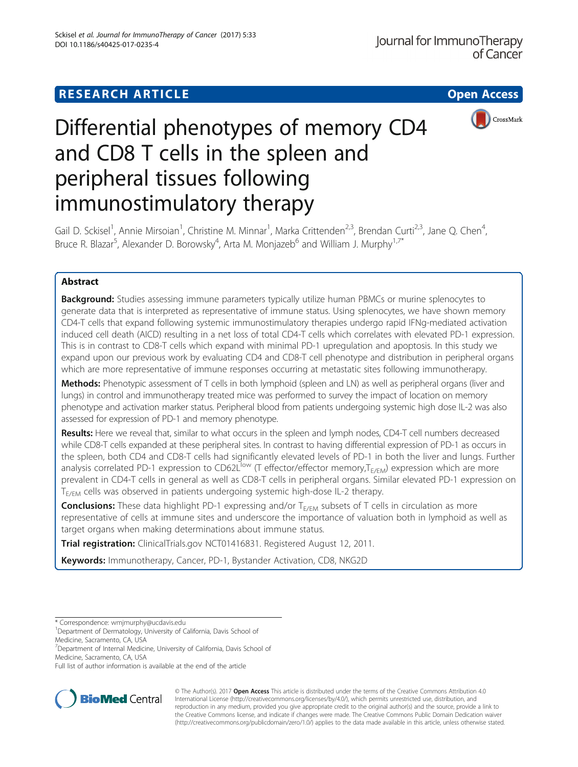RESEARCH ARTICLE

Open Access

# Differential phenotypes of memory CD4 and CD8 T cells in the spleen and peripheral tissues following immunostimulatory therapy

Gail D. Sckisel[1], Annie Mirsoian[1], Christine M. Minnar[1], Marka Crittenden[2,3], Brendan Curti[2,3], Jane Q. Chen[4], Bruce R. Blazar[5], Alexander D. Borowsky[4], Arta M. Monjazeb[6] and William J. Murphy[1,7*]

## Abstract

**Background:** Studies assessing immune parameters typically utilize human PBMCs or murine splenocytes to generate data that is interpreted as representative of immune status. Using splenocytes, we have shown memory CD4-T cells that expand following systemic immunostimulatory therapies undergo rapid IFNg-mediated activation induced cell death (AICD) resulting in a net loss of total CD4-T cells which correlates with elevated PD-1 expression. This is in contrast to CD8-T cells which expand with minimal PD-1 upregulation and apoptosis. In this study we expand upon our previous work by evaluating CD4 and CD8-T cell phenotype and distribution in peripheral organs which are more representative of immune responses occurring at metastatic sites following immunotherapy.

**Methods:** Phenotypic assessment of T cells in both lymphoid (spleen and LN) as well as peripheral organs (liver and lungs) in control and immunotherapy treated mice was performed to survey the impact of location on memory phenotype and activation marker status. Peripheral blood from patients undergoing systemic high dose IL-2 was also assessed for expression of PD-1 and memory phenotype.

**Results:** Here we reveal that, similar to what occurs in the spleen and lymph nodes, CD4-T cell numbers decreased while CD8-T cells expanded at these peripheral sites. In contrast to having differential expression of PD-1 as occurs in the spleen, both CD4 and CD8-T cells had significantly elevated levels of PD-1 in both the liver and lungs. Further analysis correlated PD-1 expression to CD62L$^{low}$ (T effector/effector memory,$T_{E/EM}$) expression which are more prevalent in CD4-T cells in general as well as CD8-T cells in peripheral organs. Similar elevated PD-1 expression on $T_{E/EM}$ cells was observed in patients undergoing systemic high-dose IL-2 therapy.

**Conclusions:** These data highlight PD-1 expressing and/or $T_{E/EM}$ subsets of T cells in circulation as more representative of cells at immune sites and underscore the importance of valuation both in lymphoid as well as target organs when making determinations about immune status.

**Trial registration:** ClinicalTrials.gov NCT01416831. Registered August 12, 2011.

**Keywords:** Immunotherapy, Cancer, PD-1, Bystander Activation, CD8, NKG2D

---

* Correspondence: wmjmurphy@ucdavis.edu

[1]Department of Dermatology, University of California, Davis School of Medicine, Sacramento, CA, USA

[7]Department of Internal Medicine, University of California, Davis School of Medicine, Sacramento, CA, USA

Full list of author information is available at the end of the article

© The Author(s). 2017 **Open Access** This article is distributed under the terms of the Creative Commons Attribution 4.0 International License (http://creativecommons.org/licenses/by/4.0/), which permits unrestricted use, distribution, and reproduction in any medium, provided you give appropriate credit to the original author(s) and the source, provide a link to the Creative Commons license, and indicate if changes were made. The Creative Commons Public Domain Dedication waiver (http://creativecommons.org/publicdomain/zero/1.0/) applies to the data made available in this article, unless otherwise stated.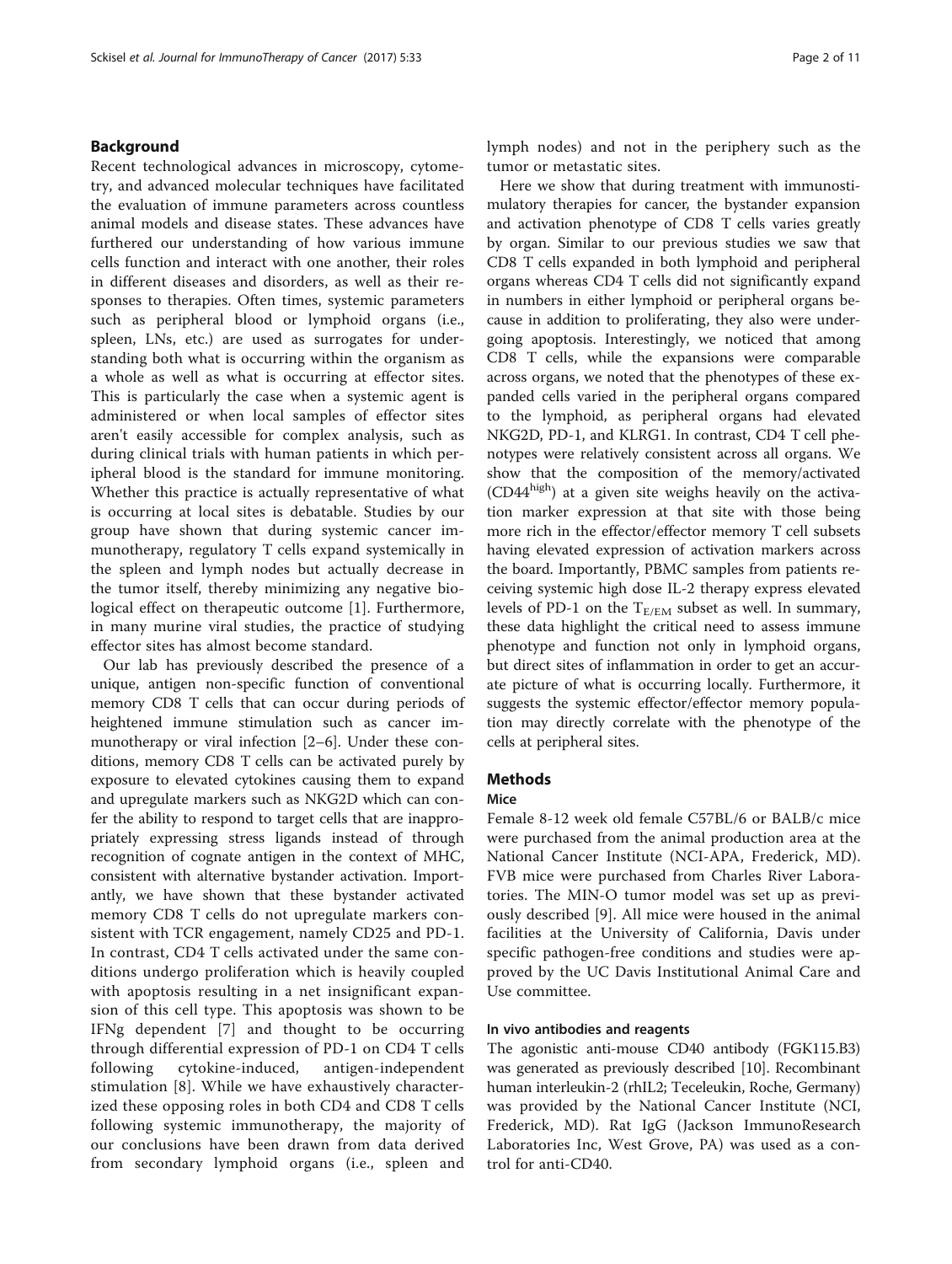## Background

Recent technological advances in microscopy, cytometry, and advanced molecular techniques have facilitated the evaluation of immune parameters across countless animal models and disease states. These advances have furthered our understanding of how various immune cells function and interact with one another, their roles in different diseases and disorders, as well as their responses to therapies. Often times, systemic parameters such as peripheral blood or lymphoid organs (i.e., spleen, LNs, etc.) are used as surrogates for understanding both what is occurring within the organism as a whole as well as what is occurring at effector sites. This is particularly the case when a systemic agent is administered or when local samples of effector sites aren't easily accessible for complex analysis, such as during clinical trials with human patients in which peripheral blood is the standard for immune monitoring. Whether this practice is actually representative of what is occurring at local sites is debatable. Studies by our group have shown that during systemic cancer immunotherapy, regulatory T cells expand systemically in the spleen and lymph nodes but actually decrease in the tumor itself, thereby minimizing any negative biological effect on therapeutic outcome [1]. Furthermore, in many murine viral studies, the practice of studying effector sites has almost become standard.

Our lab has previously described the presence of a unique, antigen non-specific function of conventional memory CD8 T cells that can occur during periods of heightened immune stimulation such as cancer immunotherapy or viral infection [2–6]. Under these conditions, memory CD8 T cells can be activated purely by exposure to elevated cytokines causing them to expand and upregulate markers such as NKG2D which can confer the ability to respond to target cells that are inappropriately expressing stress ligands instead of through recognition of cognate antigen in the context of MHC, consistent with alternative bystander activation. Importantly, we have shown that these bystander activated memory CD8 T cells do not upregulate markers consistent with TCR engagement, namely CD25 and PD-1. In contrast, CD4 T cells activated under the same conditions undergo proliferation which is heavily coupled with apoptosis resulting in a net insignificant expansion of this cell type. This apoptosis was shown to be IFNg dependent [7] and thought to be occurring through differential expression of PD-1 on CD4 T cells following cytokine-induced, antigen-independent stimulation [8]. While we have exhaustively characterized these opposing roles in both CD4 and CD8 T cells following systemic immunotherapy, the majority of our conclusions have been drawn from data derived from secondary lymphoid organs (i.e., spleen and lymph nodes) and not in the periphery such as the tumor or metastatic sites.

Here we show that during treatment with immunostimulatory therapies for cancer, the bystander expansion and activation phenotype of CD8 T cells varies greatly by organ. Similar to our previous studies we saw that CD8 T cells expanded in both lymphoid and peripheral organs whereas CD4 T cells did not significantly expand in numbers in either lymphoid or peripheral organs because in addition to proliferating, they also were undergoing apoptosis. Interestingly, we noticed that among CD8 T cells, while the expansions were comparable across organs, we noted that the phenotypes of these expanded cells varied in the peripheral organs compared to the lymphoid, as peripheral organs had elevated NKG2D, PD-1, and KLRG1. In contrast, CD4 T cell phenotypes were relatively consistent across all organs. We show that the composition of the memory/activated ($CD44^{high}$) at a given site weighs heavily on the activation marker expression at that site with those being more rich in the effector/effector memory T cell subsets having elevated expression of activation markers across the board. Importantly, PBMC samples from patients receiving systemic high dose IL-2 therapy express elevated levels of PD-1 on the $T_{E/EM}$ subset as well. In summary, these data highlight the critical need to assess immune phenotype and function not only in lymphoid organs, but direct sites of inflammation in order to get an accurate picture of what is occurring locally. Furthermore, it suggests the systemic effector/effector memory population may directly correlate with the phenotype of the cells at peripheral sites.

## Methods

### Mice

Female 8-12 week old female C57BL/6 or BALB/c mice were purchased from the animal production area at the National Cancer Institute (NCI-APA, Frederick, MD). FVB mice were purchased from Charles River Laboratories. The MIN-O tumor model was set up as previously described [9]. All mice were housed in the animal facilities at the University of California, Davis under specific pathogen-free conditions and studies were approved by the UC Davis Institutional Animal Care and Use committee.

### In vivo antibodies and reagents

The agonistic anti-mouse CD40 antibody (FGK115.B3) was generated as previously described [10]. Recombinant human interleukin-2 (rhIL2; Teceleukin, Roche, Germany) was provided by the National Cancer Institute (NCI, Frederick, MD). Rat IgG (Jackson ImmunoResearch Laboratories Inc, West Grove, PA) was used as a control for anti-CD40.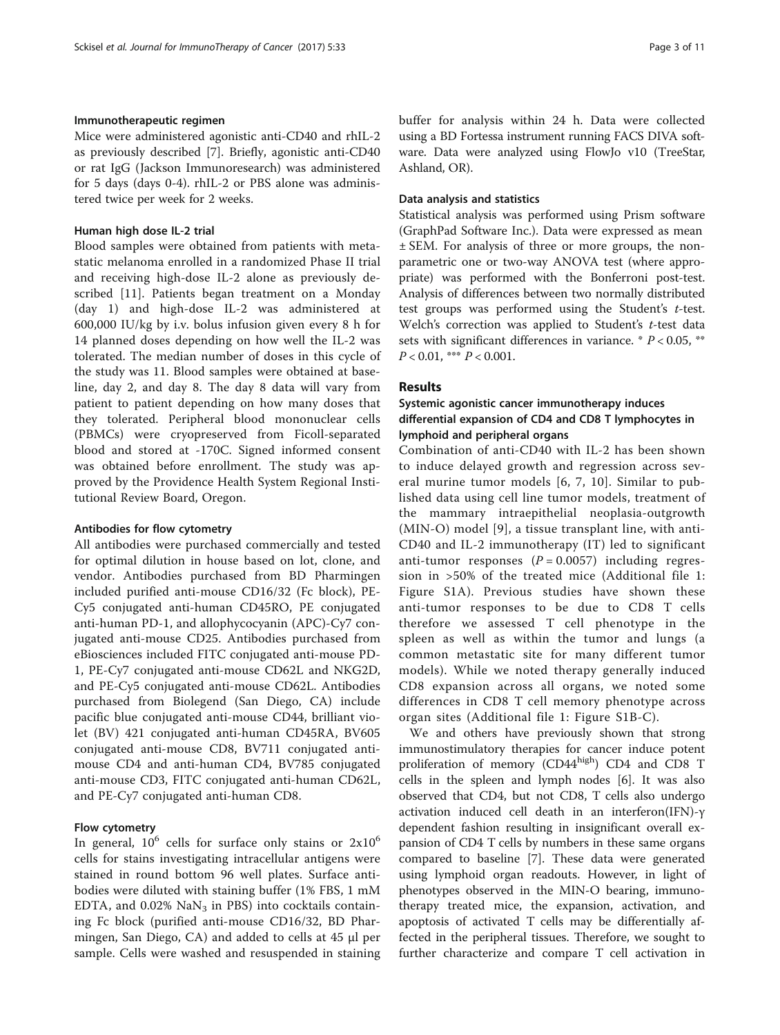### Immunotherapeutic regimen

Mice were administered agonistic anti-CD40 and rhIL-2 as previously described [7]. Briefly, agonistic anti-CD40 or rat IgG (Jackson Immunoresearch) was administered for 5 days (days 0-4). rhIL-2 or PBS alone was administered twice per week for 2 weeks.

### Human high dose IL-2 trial

Blood samples were obtained from patients with metastatic melanoma enrolled in a randomized Phase II trial and receiving high-dose IL-2 alone as previously described [11]. Patients began treatment on a Monday (day 1) and high-dose IL-2 was administered at 600,000 IU/kg by i.v. bolus infusion given every 8 h for 14 planned doses depending on how well the IL-2 was tolerated. The median number of doses in this cycle of the study was 11. Blood samples were obtained at baseline, day 2, and day 8. The day 8 data will vary from patient to patient depending on how many doses that they tolerated. Peripheral blood mononuclear cells (PBMCs) were cryopreserved from Ficoll-separated blood and stored at -170C. Signed informed consent was obtained before enrollment. The study was approved by the Providence Health System Regional Institutional Review Board, Oregon.

### Antibodies for flow cytometry

All antibodies were purchased commercially and tested for optimal dilution in house based on lot, clone, and vendor. Antibodies purchased from BD Pharmingen included purified anti-mouse CD16/32 (Fc block), PE-Cy5 conjugated anti-human CD45RO, PE conjugated anti-human PD-1, and allophycocyanin (APC)-Cy7 conjugated anti-mouse CD25. Antibodies purchased from eBiosciences included FITC conjugated anti-mouse PD-1, PE-Cy7 conjugated anti-mouse CD62L and NKG2D, and PE-Cy5 conjugated anti-mouse CD62L. Antibodies purchased from Biolegend (San Diego, CA) include pacific blue conjugated anti-mouse CD44, brilliant violet (BV) 421 conjugated anti-human CD45RA, BV605 conjugated anti-mouse CD8, BV711 conjugated anti-mouse CD4 and anti-human CD4, BV785 conjugated anti-mouse CD3, FITC conjugated anti-human CD62L, and PE-Cy7 conjugated anti-human CD8.

### Flow cytometry

In general, $10^6$ cells for surface only stains or $2 \times 10^6$ cells for stains investigating intracellular antigens were stained in round bottom 96 well plates. Surface antibodies were diluted with staining buffer (1% FBS, 1 mM EDTA, and 0.02% $NaN_3$ in PBS) into cocktails containing Fc block (purified anti-mouse CD16/32, BD Pharmingen, San Diego, CA) and added to cells at 45 μl per sample. Cells were washed and resuspended in staining buffer for analysis within 24 h. Data were collected using a BD Fortessa instrument running FACS DIVA software. Data were analyzed using FlowJo v10 (TreeStar, Ashland, OR).

### Data analysis and statistics

Statistical analysis was performed using Prism software (GraphPad Software Inc.). Data were expressed as mean ± SEM. For analysis of three or more groups, the non-parametric one or two-way ANOVA test (where appropriate) was performed with the Bonferroni post-test. Analysis of differences between two normally distributed test groups was performed using the Student's *t*-test. Welch's correction was applied to Student's *t*-test data sets with significant differences in variance. * $P < 0.05$, ** $P < 0.01$, *** $P < 0.001$.

## Results

### Systemic agonistic cancer immunotherapy induces differential expansion of CD4 and CD8 T lymphocytes in lymphoid and peripheral organs

Combination of anti-CD40 with IL-2 has been shown to induce delayed growth and regression across several murine tumor models [6, 7, 10]. Similar to published data using cell line tumor models, treatment of the mammary intraepithelial neoplasia-outgrowth (MIN-O) model [9], a tissue transplant line, with anti-CD40 and IL-2 immunotherapy (IT) led to significant anti-tumor responses ($P = 0.0057$) including regression in >50% of the treated mice (Additional file 1: Figure S1A). Previous studies have shown these anti-tumor responses to be due to CD8 T cells therefore we assessed T cell phenotype in the spleen as well as within the tumor and lungs (a common metastatic site for many different tumor models). While we noted therapy generally induced CD8 expansion across all organs, we noted some differences in CD8 T cell memory phenotype across organ sites (Additional file 1: Figure S1B-C).

We and others have previously shown that strong immunostimulatory therapies for cancer induce potent proliferation of memory ($CD44^{high}$) CD4 and CD8 T cells in the spleen and lymph nodes [6]. It was also observed that CD4, but not CD8, T cells also undergo activation induced cell death in an interferon(IFN)-γ dependent fashion resulting in insignificant overall expansion of CD4 T cells by numbers in these same organs compared to baseline [7]. These data were generated using lymphoid organ readouts. However, in light of phenotypes observed in the MIN-O bearing, immunotherapy treated mice, the expansion, activation, and apoptosis of activated T cells may be differentially affected in the peripheral tissues. Therefore, we sought to further characterize and compare T cell activation in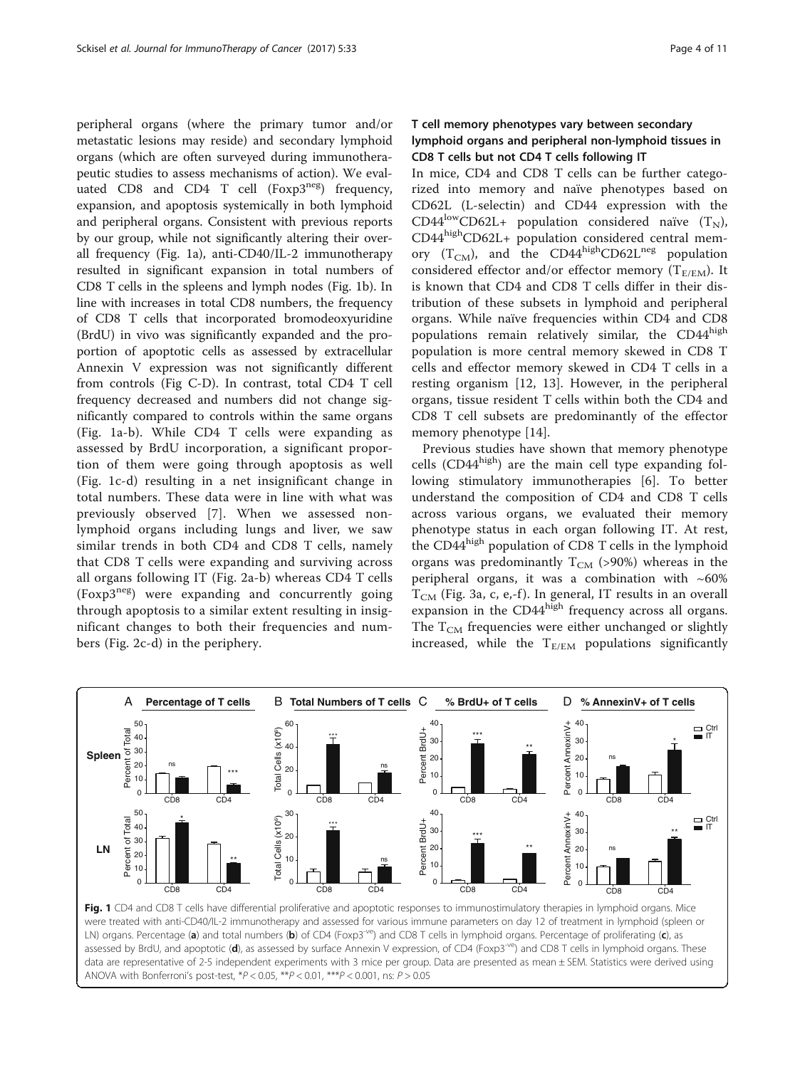peripheral organs (where the primary tumor and/or metastatic lesions may reside) and secondary lymphoid organs (which are often surveyed during immunotherapeutic studies to assess mechanisms of action). We evaluated CD8 and CD4 T cell (Foxp3$^{neg}$) frequency, expansion, and apoptosis systemically in both lymphoid and peripheral organs. Consistent with previous reports by our group, while not significantly altering their overall frequency (Fig. 1a), anti-CD40/IL-2 immunotherapy resulted in significant expansion in total numbers of CD8 T cells in the spleens and lymph nodes (Fig. 1b). In line with increases in total CD8 numbers, the frequency of CD8 T cells that incorporated bromodeoxyuridine (BrdU) in vivo was significantly expanded and the proportion of apoptotic cells as assessed by extracellular Annexin V expression was not significantly different from controls (Fig C-D). In contrast, total CD4 T cell frequency decreased and numbers did not change significantly compared to controls within the same organs (Fig. 1a-b). While CD4 T cells were expanding as assessed by BrdU incorporation, a significant proportion of them were going through apoptosis as well (Fig. 1c-d) resulting in a net insignificant change in total numbers. These data were in line with what was previously observed [7]. When we assessed non-lymphoid organs including lungs and liver, we saw similar trends in both CD4 and CD8 T cells, namely that CD8 T cells were expanding and surviving across all organs following IT (Fig. 2a-b) whereas CD4 T cells (Foxp3$^{neg}$) were expanding and concurrently going through apoptosis to a similar extent resulting in insignificant changes to both their frequencies and numbers (Fig. 2c-d) in the periphery.

### T cell memory phenotypes vary between secondary lymphoid organs and peripheral non-lymphoid tissues in CD8 T cells but not CD4 T cells following IT

In mice, CD4 and CD8 T cells can be further categorized into memory and naïve phenotypes based on CD62L (L-selectin) and CD44 expression with the CD44$^{low}$CD62L+ population considered naïve ($T_N$), CD44$^{high}$CD62L+ population considered central memory ($T_{CM}$), and the CD44$^{high}$CD62L$^{neg}$ population considered effector and/or effector memory ($T_{E/EM}$). It is known that CD4 and CD8 T cells differ in their distribution of these subsets in lymphoid and peripheral organs. While naïve frequencies within CD4 and CD8 populations remain relatively similar, the CD44$^{high}$ population is more central memory skewed in CD8 T cells and effector memory skewed in CD4 T cells in a resting organism [12, 13]. However, in the peripheral organs, tissue resident T cells within both the CD4 and CD8 T cell subsets are predominantly of the effector memory phenotype [14].

Previous studies have shown that memory phenotype cells (CD44$^{high}$) are the main cell type expanding following stimulatory immunotherapies [6]. To better understand the composition of CD4 and CD8 T cells across various organs, we evaluated their memory phenotype status in each organ following IT. At rest, the CD44$^{high}$ population of CD8 T cells in the lymphoid organs was predominantly $T_{CM}$ (>90%) whereas in the peripheral organs, it was a combination with ~60% $T_{CM}$ (Fig. 3a, c, e,-f). In general, IT results in an overall expansion in the CD44$^{high}$ frequency across all organs. The $T_{CM}$ frequencies were either unchanged or slightly increased, while the $T_{E/EM}$ populations significantly

**Fig. 1** CD4 and CD8 T cells have differential proliferative and apoptotic responses to immunostimulatory therapies in lymphoid organs. Mice were treated with anti-CD40/IL-2 immunotherapy and assessed for various immune parameters on day 12 of treatment in lymphoid (spleen or LN) organs. Percentage (**a**) and total numbers (**b**) of CD4 (Foxp3$^{-ve}$) and CD8 T cells in lymphoid organs. Percentage of proliferating (**c**), as assessed by BrdU, and apoptotic (**d**), as assessed by surface Annexin V expression, of CD4 (Foxp3$^{-ve}$) and CD8 T cells in lymphoid organs. These data are representative of 2-5 independent experiments with 3 mice per group. Data are presented as mean ± SEM. Statistics were derived using ANOVA with Bonferroni's post-test, *$P < 0.05$, **$P < 0.01$, ***$P < 0.001$, ns: $P > 0.05$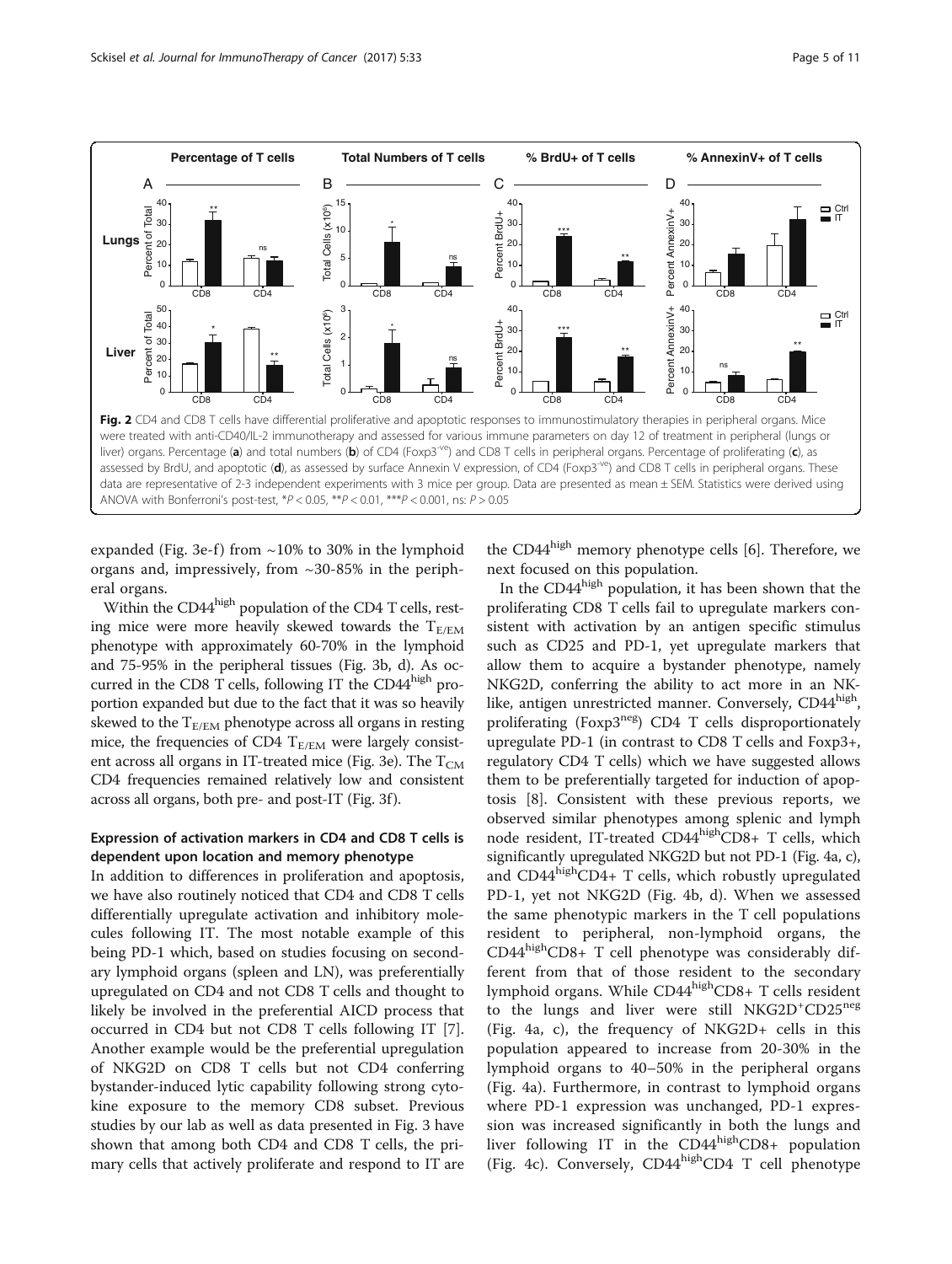**Fig. 2** CD4 and CD8 T cells have differential proliferative and apoptotic responses to immunostimulatory therapies in peripheral organs. Mice were treated with anti-CD40/IL-2 immunotherapy and assessed for various immune parameters on day 12 of treatment in peripheral (lungs or liver) organs. Percentage (**a**) and total numbers (**b**) of CD4 (Foxp3$^{-ve}$) and CD8 T cells in peripheral organs. Percentage of proliferating (**c**), as assessed by BrdU, and apoptotic (**d**), as assessed by surface Annexin V expression, of CD4 (Foxp3$^{-ve}$) and CD8 T cells in peripheral organs. These data are representative of 2-3 independent experiments with 3 mice per group. Data are presented as mean ± SEM. Statistics were derived using ANOVA with Bonferroni's post-test, *$P < 0.05$, **$P < 0.01$, ***$P < 0.001$, ns: $P > 0.05$

expanded (Fig. 3e-f) from ~10% to 30% in the lymphoid organs and, impressively, from ~30-85% in the peripheral organs.

Within the CD44$^{high}$ population of the CD4 T cells, resting mice were more heavily skewed towards the $T_{E/EM}$ phenotype with approximately 60-70% in the lymphoid and 75-95% in the peripheral tissues (Fig. 3b, d). As occurred in the CD8 T cells, following IT the CD44$^{high}$ proportion expanded but due to the fact that it was so heavily skewed to the $T_{E/EM}$ phenotype across all organs in resting mice, the frequencies of CD4 $T_{E/EM}$ were largely consistent across all organs in IT-treated mice (Fig. 3e). The $T_{CM}$ CD4 frequencies remained relatively low and consistent across all organs, both pre- and post-IT (Fig. 3f).

### Expression of activation markers in CD4 and CD8 T cells is dependent upon location and memory phenotype

In addition to differences in proliferation and apoptosis, we have also routinely noticed that CD4 and CD8 T cells differentially upregulate activation and inhibitory molecules following IT. The most notable example of this being PD-1 which, based on studies focusing on secondary lymphoid organs (spleen and LN), was preferentially upregulated on CD4 and not CD8 T cells and thought to likely be involved in the preferential AICD process that occurred in CD4 but not CD8 T cells following IT [7]. Another example would be the preferential upregulation of NKG2D on CD8 T cells but not CD4 conferring bystander-induced lytic capability following strong cytokine exposure to the memory CD8 subset. Previous studies by our lab as well as data presented in Fig. 3 have shown that among both CD4 and CD8 T cells, the primary cells that actively proliferate and respond to IT are the CD44$^{high}$ memory phenotype cells [6]. Therefore, we next focused on this population.

In the CD44$^{high}$ population, it has been shown that the proliferating CD8 T cells fail to upregulate markers consistent with activation by an antigen specific stimulus such as CD25 and PD-1, yet upregulate markers that allow them to acquire a bystander phenotype, namely NKG2D, conferring the ability to act more in an NK-like, antigen unrestricted manner. Conversely, CD44$^{high}$, proliferating (Foxp3$^{neg}$) CD4 T cells disproportionately upregulate PD-1 (in contrast to CD8 T cells and Foxp3+, regulatory CD4 T cells) which we have suggested allows them to be preferentially targeted for induction of apoptosis [8]. Consistent with these previous reports, we observed similar phenotypes among splenic and lymph node resident, IT-treated CD44$^{high}$CD8+ T cells, which significantly upregulated NKG2D but not PD-1 (Fig. 4a, c), and CD44$^{high}$CD4+ T cells, which robustly upregulated PD-1, yet not NKG2D (Fig. 4b, d). When we assessed the same phenotypic markers in the T cell populations resident to peripheral, non-lymphoid organs, the CD44$^{high}$CD8+ T cell phenotype was considerably different from that of those resident to the secondary lymphoid organs. While CD44$^{high}$CD8+ T cells resident to the lungs and liver were still NKG2D$^{+}$CD25$^{neg}$ (Fig. 4a, c), the frequency of NKG2D+ cells in this population appeared to increase from 20-30% in the lymphoid organs to 40–50% in the peripheral organs (Fig. 4a). Furthermore, in contrast to lymphoid organs where PD-1 expression was unchanged, PD-1 expression was increased significantly in both the lungs and liver following IT in the CD44$^{high}$CD8+ population (Fig. 4c). Conversely, CD44$^{high}$CD4 T cell phenotype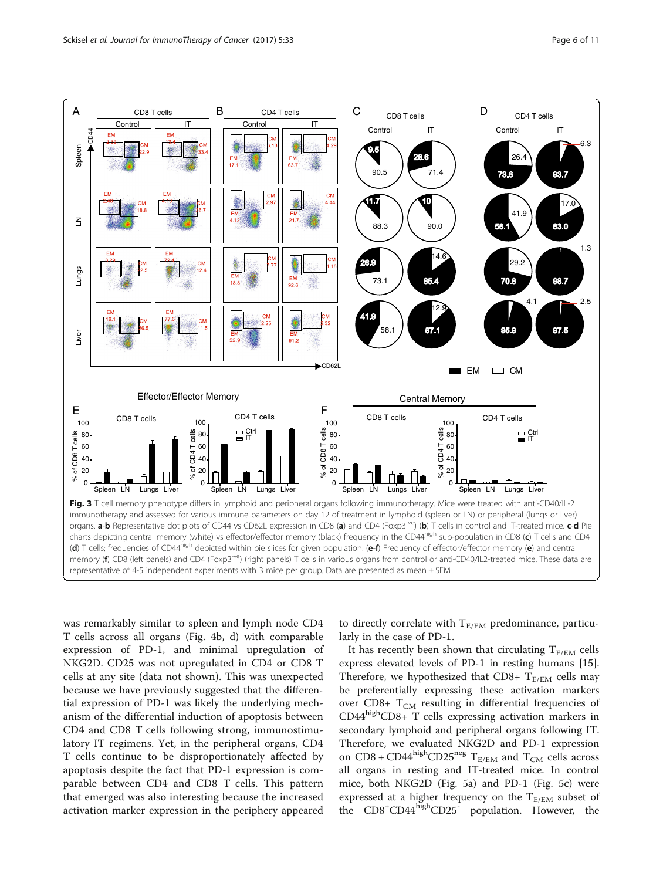**Fig. 3** T cell memory phenotype differs in lymphoid and peripheral organs following immunotherapy. Mice were treated with anti-CD40/IL-2 immunotherapy and assessed for various immune parameters on day 12 of treatment in lymphoid (spleen or LN) or peripheral (lungs or liver) organs. **a**-**b** Representative dot plots of CD44 vs CD62L expression in CD8 (**a**) and CD4 (Foxp3$^{-ve}$) (**b**) T cells in control and IT-treated mice. **c**-**d** Pie charts depicting central memory (white) vs effector/effector memory (black) frequency in the CD44$^{high}$ sub-population in CD8 (**c**) T cells and CD4 (**d**) T cells; frequencies of CD44$^{high}$ depicted within pie slices for given population. (**e**-**f**) Frequency of effector/effector memory (**e**) and central memory (**f**) CD8 (left panels) and CD4 (Foxp3$^{-ve}$) (right panels) T cells in various organs from control or anti-CD40/IL2-treated mice. These data are representative of 4-5 independent experiments with 3 mice per group. Data are presented as mean ± SEM

was remarkably similar to spleen and lymph node CD4 T cells across all organs (Fig. 4b, d) with comparable expression of PD-1, and minimal upregulation of NKG2D. CD25 was not upregulated in CD4 or CD8 T cells at any site (data not shown). This was unexpected because we have previously suggested that the differential expression of PD-1 was likely the underlying mechanism of the differential induction of apoptosis between CD4 and CD8 T cells following strong, immunostimulatory IT regimens. Yet, in the peripheral organs, CD4 T cells continue to be disproportionately affected by apoptosis despite the fact that PD-1 expression is comparable between CD4 and CD8 T cells. This pattern that emerged was also interesting because the increased activation marker expression in the periphery appeared to directly correlate with $T_{E/EM}$ predominance, particularly in the case of PD-1.

It has recently been shown that circulating $T_{E/EM}$ cells express elevated levels of PD-1 in resting humans [15]. Therefore, we hypothesized that CD8+ $T_{E/EM}$ cells may be preferentially expressing these activation markers over CD8+ $T_{CM}$ resulting in differential frequencies of CD44$^{high}$CD8+ T cells expressing activation markers in secondary lymphoid and peripheral organs following IT. Therefore, we evaluated NKG2D and PD-1 expression on CD8 + CD44$^{high}$CD25$^{neg}$ $T_{E/EM}$ and $T_{CM}$ cells across all organs in resting and IT-treated mice. In control mice, both NKG2D (Fig. 5a) and PD-1 (Fig. 5c) were expressed at a higher frequency on the $T_{E/EM}$ subset of the CD8$^{+}$CD44$^{high}$CD25$^{-}$ population. However, the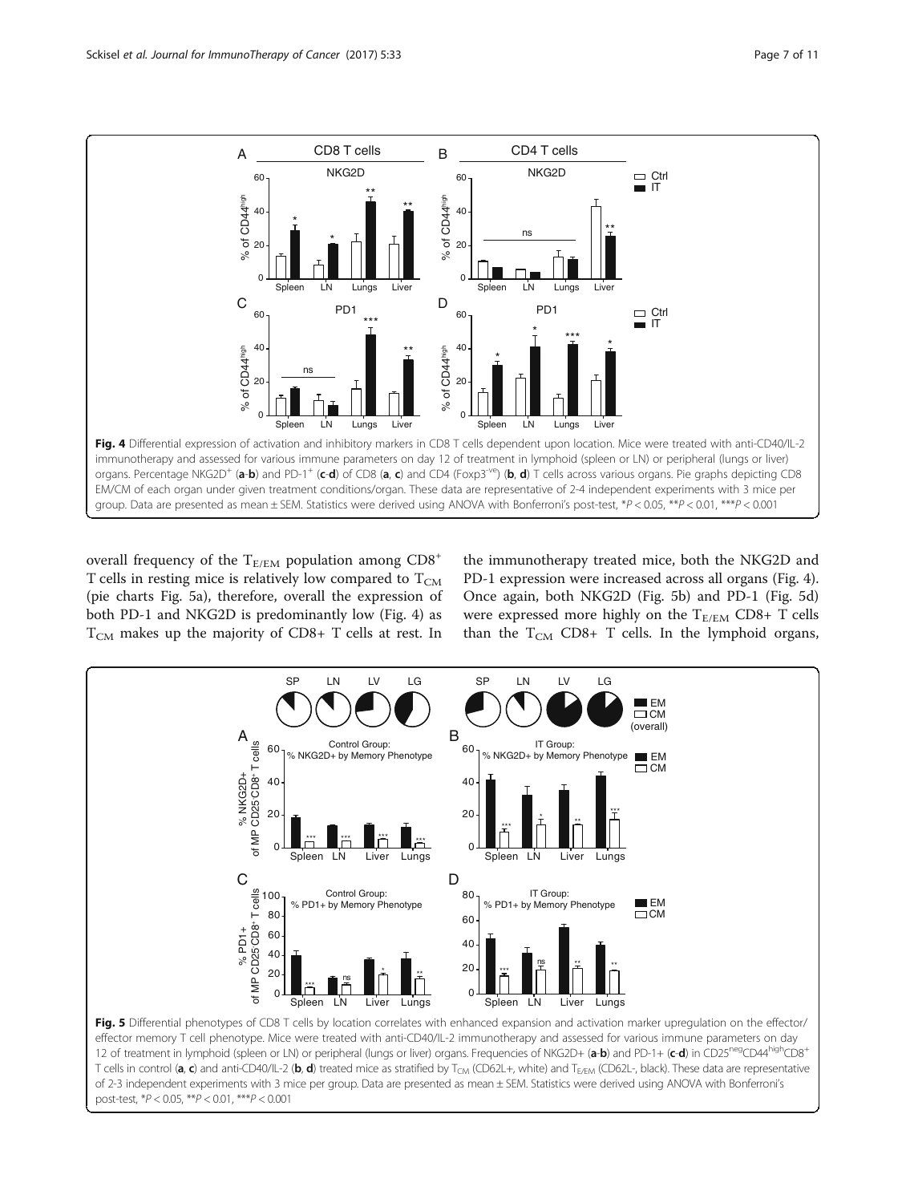**Fig. 4** Differential expression of activation and inhibitory markers in CD8 T cells dependent upon location. Mice were treated with anti-CD40/IL-2 immunotherapy and assessed for various immune parameters on day 12 of treatment in lymphoid (spleen or LN) or peripheral (lungs or liver) organs. Percentage NKG2D$^{+}$ (**a**-**b**) and PD-1$^{+}$ (**c**-**d**) of CD8 (**a**, **c**) and CD4 (Foxp3$^{-ve}$) (**b**, **d**) T cells across various organs. Pie graphs depicting CD8 EM/CM of each organ under given treatment conditions/organ. These data are representative of 2-4 independent experiments with 3 mice per group. Data are presented as mean ± SEM. Statistics were derived using ANOVA with Bonferroni's post-test, *$P < 0.05$, **$P < 0.01$, ***$P < 0.001$

overall frequency of the $T_{E/EM}$ population among CD8$^{+}$ T cells in resting mice is relatively low compared to $T_{CM}$ (pie charts Fig. 5a), therefore, overall the expression of both PD-1 and NKG2D is predominantly low (Fig. 4) as $T_{CM}$ makes up the majority of CD8+ T cells at rest. In the immunotherapy treated mice, both the NKG2D and PD-1 expression were increased across all organs (Fig. 4). Once again, both NKG2D (Fig. 5b) and PD-1 (Fig. 5d) were expressed more highly on the $T_{E/EM}$ CD8+ T cells than the $T_{CM}$ CD8+ T cells. In the lymphoid organs,

**Fig. 5** Differential phenotypes of CD8 T cells by location correlates with enhanced expansion and activation marker upregulation on the effector/effector memory T cell phenotype. Mice were treated with anti-CD40/IL-2 immunotherapy and assessed for various immune parameters on day 12 of treatment in lymphoid (spleen or LN) or peripheral (lungs or liver) organs. Frequencies of NKG2D+ (**a**-**b**) and PD-1+ (**c**-**d**) in CD25$^{neg}$CD44$^{high}$CD8$^{+}$ T cells in control (**a**, **c**) and anti-CD40/IL-2 (**b**, **d**) treated mice as stratified by $T_{CM}$ (CD62L+, white) and $T_{E/EM}$ (CD62L-, black). These data are representative of 2-3 independent experiments with 3 mice per group. Data are presented as mean ± SEM. Statistics were derived using ANOVA with Bonferroni's post-test, *$P < 0.05$, **$P < 0.01$, ***$P < 0.001$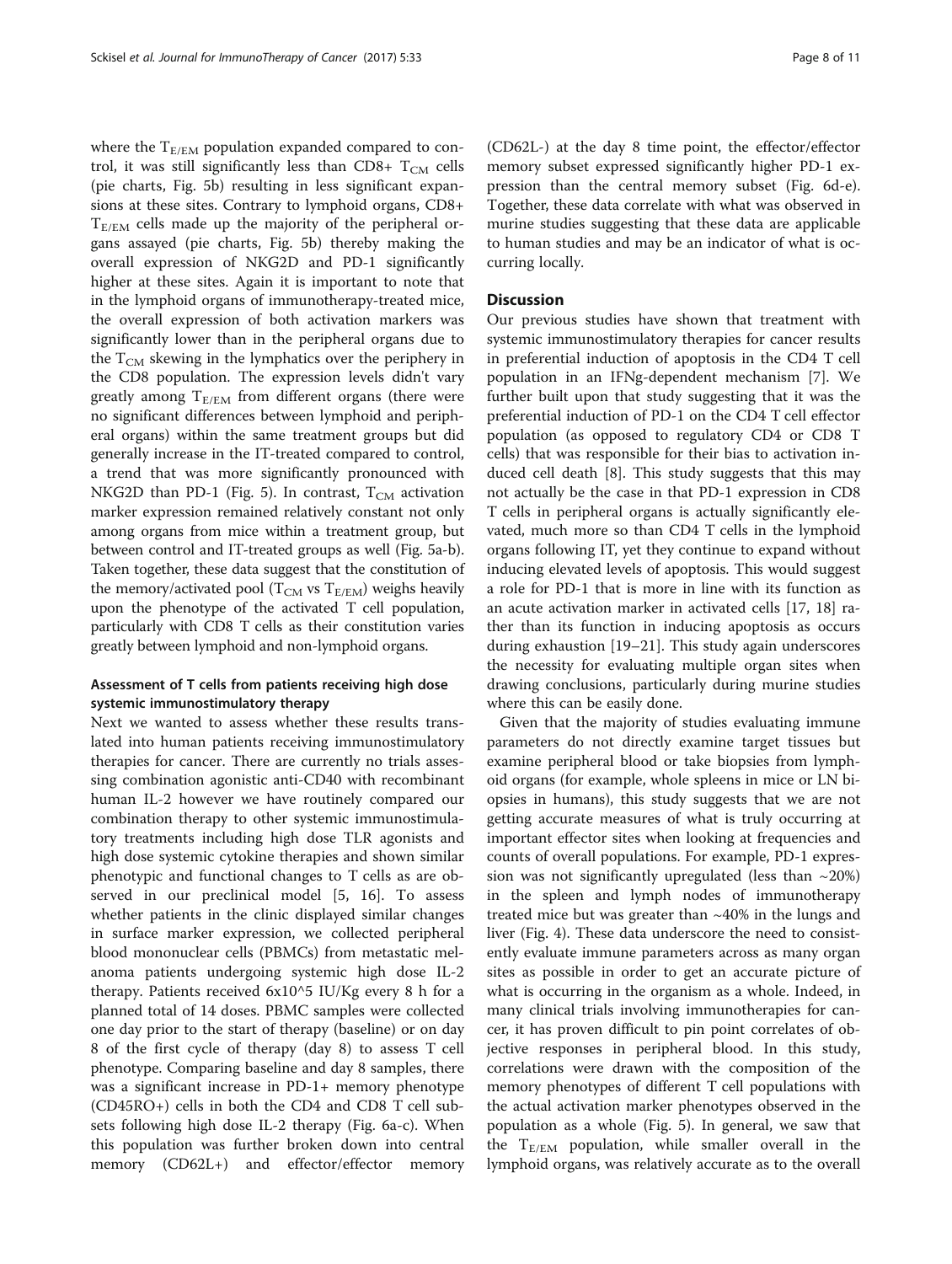where the $T_{E/EM}$ population expanded compared to control, it was still significantly less than CD8+ $T_{CM}$ cells (pie charts, Fig. 5b) resulting in less significant expansions at these sites. Contrary to lymphoid organs, CD8+ $T_{E/EM}$ cells made up the majority of the peripheral organs assayed (pie charts, Fig. 5b) thereby making the overall expression of NKG2D and PD-1 significantly higher at these sites. Again it is important to note that in the lymphoid organs of immunotherapy-treated mice, the overall expression of both activation markers was significantly lower than in the peripheral organs due to the $T_{CM}$ skewing in the lymphatics over the periphery in the CD8 population. The expression levels didn't vary greatly among $T_{E/EM}$ from different organs (there were no significant differences between lymphoid and peripheral organs) within the same treatment groups but did generally increase in the IT-treated compared to control, a trend that was more significantly pronounced with NKG2D than PD-1 (Fig. 5). In contrast, $T_{CM}$ activation marker expression remained relatively constant not only among organs from mice within a treatment group, but between control and IT-treated groups as well (Fig. 5a-b). Taken together, these data suggest that the constitution of the memory/activated pool ($T_{CM}$ vs $T_{E/EM}$) weighs heavily upon the phenotype of the activated T cell population, particularly with CD8 T cells as their constitution varies greatly between lymphoid and non-lymphoid organs.

### Assessment of T cells from patients receiving high dose systemic immunostimulatory therapy

Next we wanted to assess whether these results translated into human patients receiving immunostimulatory therapies for cancer. There are currently no trials assessing combination agonistic anti-CD40 with recombinant human IL-2 however we have routinely compared our combination therapy to other systemic immunostimulatory treatments including high dose TLR agonists and high dose systemic cytokine therapies and shown similar phenotypic and functional changes to T cells as are observed in our preclinical model [5, 16]. To assess whether patients in the clinic displayed similar changes in surface marker expression, we collected peripheral blood mononuclear cells (PBMCs) from metastatic melanoma patients undergoing systemic high dose IL-2 therapy. Patients received 6x10^5 IU/Kg every 8 h for a planned total of 14 doses. PBMC samples were collected one day prior to the start of therapy (baseline) or on day 8 of the first cycle of therapy (day 8) to assess T cell phenotype. Comparing baseline and day 8 samples, there was a significant increase in PD-1+ memory phenotype (CD45RO+) cells in both the CD4 and CD8 T cell subsets following high dose IL-2 therapy (Fig. 6a-c). When this population was further broken down into central memory (CD62L+) and effector/effector memory (CD62L-) at the day 8 time point, the effector/effector memory subset expressed significantly higher PD-1 expression than the central memory subset (Fig. 6d-e). Together, these data correlate with what was observed in murine studies suggesting that these data are applicable to human studies and may be an indicator of what is occurring locally.

## Discussion

Our previous studies have shown that treatment with systemic immunostimulatory therapies for cancer results in preferential induction of apoptosis in the CD4 T cell population in an IFNg-dependent mechanism [7]. We further built upon that study suggesting that it was the preferential induction of PD-1 on the CD4 T cell effector population (as opposed to regulatory CD4 or CD8 T cells) that was responsible for their bias to activation induced cell death [8]. This study suggests that this may not actually be the case in that PD-1 expression in CD8 T cells in peripheral organs is actually significantly elevated, much more so than CD4 T cells in the lymphoid organs following IT, yet they continue to expand without inducing elevated levels of apoptosis. This would suggest a role for PD-1 that is more in line with its function as an acute activation marker in activated cells [17, 18] rather than its function in inducing apoptosis as occurs during exhaustion [19–21]. This study again underscores the necessity for evaluating multiple organ sites when drawing conclusions, particularly during murine studies where this can be easily done.

Given that the majority of studies evaluating immune parameters do not directly examine target tissues but examine peripheral blood or take biopsies from lymphoid organs (for example, whole spleens in mice or LN biopsies in humans), this study suggests that we are not getting accurate measures of what is truly occurring at important effector sites when looking at frequencies and counts of overall populations. For example, PD-1 expression was not significantly upregulated (less than ~20%) in the spleen and lymph nodes of immunotherapy treated mice but was greater than ~40% in the lungs and liver (Fig. 4). These data underscore the need to consistently evaluate immune parameters across as many organ sites as possible in order to get an accurate picture of what is occurring in the organism as a whole. Indeed, in many clinical trials involving immunotherapies for cancer, it has proven difficult to pin point correlates of objective responses in peripheral blood. In this study, correlations were drawn with the composition of the memory phenotypes of different T cell populations with the actual activation marker phenotypes observed in the population as a whole (Fig. 5). In general, we saw that the $T_{E/EM}$ population, while smaller overall in the lymphoid organs, was relatively accurate as to the overall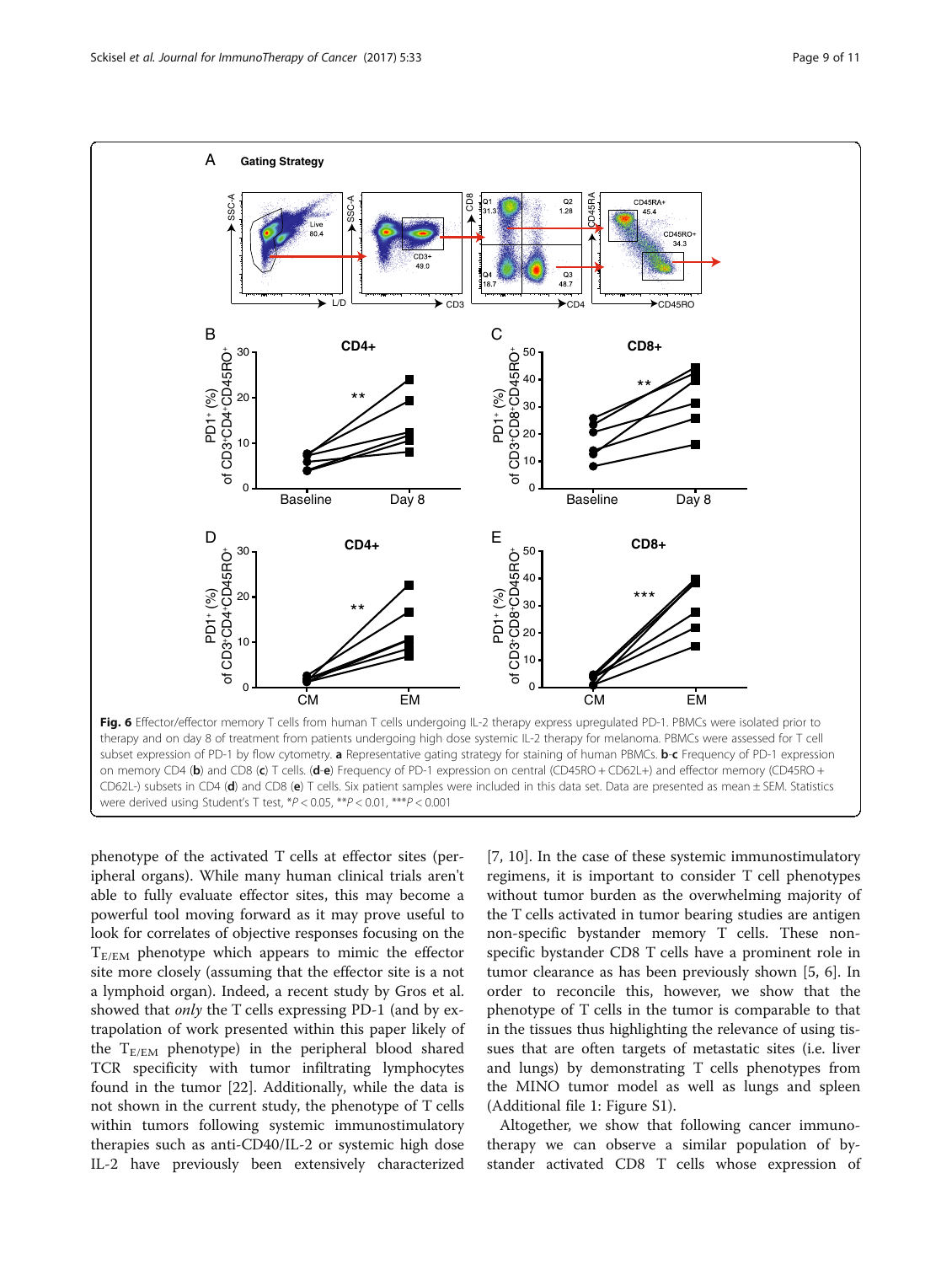**Fig. 6** Effector/effector memory T cells from human T cells undergoing IL-2 therapy express upregulated PD-1. PBMCs were isolated prior to therapy and on day 8 of treatment from patients undergoing high dose systemic IL-2 therapy for melanoma. PBMCs were assessed for T cell subset expression of PD-1 by flow cytometry. **a** Representative gating strategy for staining of human PBMCs. **b**-**c** Frequency of PD-1 expression on memory CD4 (**b**) and CD8 (**c**) T cells. (**d**-**e**) Frequency of PD-1 expression on central (CD45RO + CD62L+) and effector memory (CD45RO + CD62L-) subsets in CD4 (**d**) and CD8 (**e**) T cells. Six patient samples were included in this data set. Data are presented as mean ± SEM. Statistics were derived using Student's T test, \*$P < 0.05$, \*\*$P < 0.01$, \*\*\*$P < 0.001$

phenotype of the activated T cells at effector sites (peripheral organs). While many human clinical trials aren't able to fully evaluate effector sites, this may become a powerful tool moving forward as it may prove useful to look for correlates of objective responses focusing on the $T_{E/EM}$ phenotype which appears to mimic the effector site more closely (assuming that the effector site is a not a lymphoid organ). Indeed, a recent study by Gros et al. showed that *only* the T cells expressing PD-1 (and by extrapolation of work presented within this paper likely of the $T_{E/EM}$ phenotype) in the peripheral blood shared TCR specificity with tumor infiltrating lymphocytes found in the tumor [22]. Additionally, while the data is not shown in the current study, the phenotype of T cells within tumors following systemic immunostimulatory therapies such as anti-CD40/IL-2 or systemic high dose IL-2 have previously been extensively characterized [7, 10]. In the case of these systemic immunostimulatory regimens, it is important to consider T cell phenotypes without tumor burden as the overwhelming majority of the T cells activated in tumor bearing studies are antigen non-specific bystander memory T cells. These non-specific bystander CD8 T cells have a prominent role in tumor clearance as has been previously shown [5, 6]. In order to reconcile this, however, we show that the phenotype of T cells in the tumor is comparable to that in the tissues thus highlighting the relevance of using tissues that are often targets of metastatic sites (i.e. liver and lungs) by demonstrating T cells phenotypes from the MINO tumor model as well as lungs and spleen (Additional file 1: Figure S1).

Altogether, we show that following cancer immunotherapy we can observe a similar population of bystander activated CD8 T cells whose expression of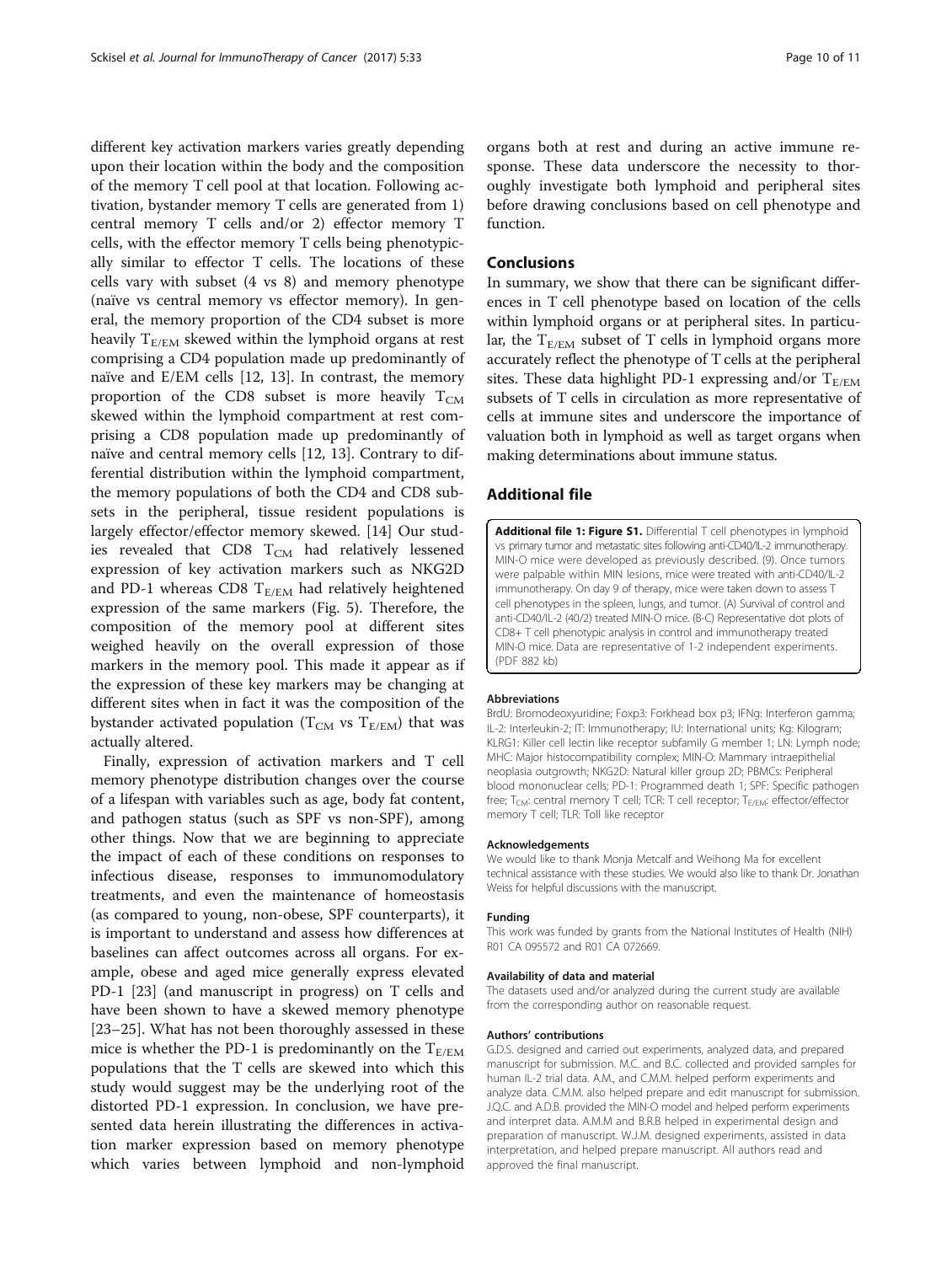different key activation markers varies greatly depending upon their location within the body and the composition of the memory T cell pool at that location. Following activation, bystander memory T cells are generated from 1) central memory T cells and/or 2) effector memory T cells, with the effector memory T cells being phenotypically similar to effector T cells. The locations of these cells vary with subset (4 vs 8) and memory phenotype (naïve vs central memory vs effector memory). In general, the memory proportion of the CD4 subset is more heavily $T_{E/EM}$ skewed within the lymphoid organs at rest comprising a CD4 population made up predominantly of naïve and E/EM cells [12, 13]. In contrast, the memory proportion of the CD8 subset is more heavily $T_{CM}$ skewed within the lymphoid compartment at rest comprising a CD8 population made up predominantly of naïve and central memory cells [12, 13]. Contrary to differential distribution within the lymphoid compartment, the memory populations of both the CD4 and CD8 subsets in the peripheral, tissue resident populations is largely effector/effector memory skewed. [14] Our studies revealed that CD8 $T_{CM}$ had relatively lessened expression of key activation markers such as NKG2D and PD-1 whereas CD8 $T_{E/EM}$ had relatively heightened expression of the same markers (Fig. 5). Therefore, the composition of the memory pool at different sites weighed heavily on the overall expression of those markers in the memory pool. This made it appear as if the expression of these key markers may be changing at different sites when in fact it was the composition of the bystander activated population ($T_{CM}$ vs $T_{E/EM}$) that was actually altered.

Finally, expression of activation markers and T cell memory phenotype distribution changes over the course of a lifespan with variables such as age, body fat content, and pathogen status (such as SPF vs non-SPF), among other things. Now that we are beginning to appreciate the impact of each of these conditions on responses to infectious disease, responses to immunomodulatory treatments, and even the maintenance of homeostasis (as compared to young, non-obese, SPF counterparts), it is important to understand and assess how differences at baselines can affect outcomes across all organs. For example, obese and aged mice generally express elevated PD-1 [23] (and manuscript in progress) on T cells and have been shown to have a skewed memory phenotype [23–25]. What has not been thoroughly assessed in these mice is whether the PD-1 is predominantly on the $T_{E/EM}$ populations that the T cells are skewed into which this study would suggest may be the underlying root of the distorted PD-1 expression. In conclusion, we have presented data herein illustrating the differences in activation marker expression based on memory phenotype which varies between lymphoid and non-lymphoid organs both at rest and during an active immune response. These data underscore the necessity to thoroughly investigate both lymphoid and peripheral sites before drawing conclusions based on cell phenotype and function.

## Conclusions

In summary, we show that there can be significant differences in T cell phenotype based on location of the cells within lymphoid organs or at peripheral sites. In particular, the $T_{E/EM}$ subset of T cells in lymphoid organs more accurately reflect the phenotype of T cells at the peripheral sites. These data highlight PD-1 expressing and/or $T_{E/EM}$ subsets of T cells in circulation as more representative of cells at immune sites and underscore the importance of valuation both in lymphoid as well as target organs when making determinations about immune status.

## Additional file

**Additional file 1: Figure S1.** Differential T cell phenotypes in lymphoid vs primary tumor and metastatic sites following anti-CD40/IL-2 immunotherapy. MIN-O mice were developed as previously described. (9). Once tumors were palpable within MIN lesions, mice were treated with anti-CD40/IL-2 immunotherapy. On day 9 of therapy, mice were taken down to assess T cell phenotypes in the spleen, lungs, and tumor. (A) Survival of control and anti-CD40/IL-2 (40/2) treated MIN-O mice. (B-C) Representative dot plots of CD8+ T cell phenotypic analysis in control and immunotherapy treated MIN-O mice. Data are representative of 1-2 independent experiments. (PDF 882 kb)

#### Abbreviations

BrdU: Bromodeoxyuridine; Foxp3: Forkhead box p3; IFNg: Interferon gamma; IL-2: Interleukin-2; IT: Immunotherapy; IU: International units; Kg: Kilogram; KLRG1: Killer cell lectin like receptor subfamily G member 1; LN: Lymph node; MHC: Major histocompatibility complex; MIN-O: Mammary intraepithelial neoplasia outgrowth; NKG2D: Natural killer group 2D; PBMCs: Peripheral blood mononuclear cells; PD-1: Programmed death 1; SPF: Specific pathogen free; $T_{CM}$: central memory T cell; TCR: T cell receptor; $T_{E/EM}$: effector/effector memory T cell; TLR: Toll like receptor

#### Acknowledgements

We would like to thank Monja Metcalf and Weihong Ma for excellent technical assistance with these studies. We would also like to thank Dr. Jonathan Weiss for helpful discussions with the manuscript.

#### Funding

This work was funded by grants from the National Institutes of Health (NIH) R01 CA 095572 and R01 CA 072669.

#### Availability of data and material

The datasets used and/or analyzed during the current study are available from the corresponding author on reasonable request.

#### Authors' contributions

G.D.S. designed and carried out experiments, analyzed data, and prepared manuscript for submission. M.C. and B.C. collected and provided samples for human IL-2 trial data. A.M., and C.M.M. helped perform experiments and analyze data. C.M.M. also helped prepare and edit manuscript for submission. J.Q.C. and A.D.B. provided the MIN-O model and helped perform experiments and interpret data. A.M.M and B.R.B helped in experimental design and preparation of manuscript. W.J.M. designed experiments, assisted in data interpretation, and helped prepare manuscript. All authors read and approved the final manuscript.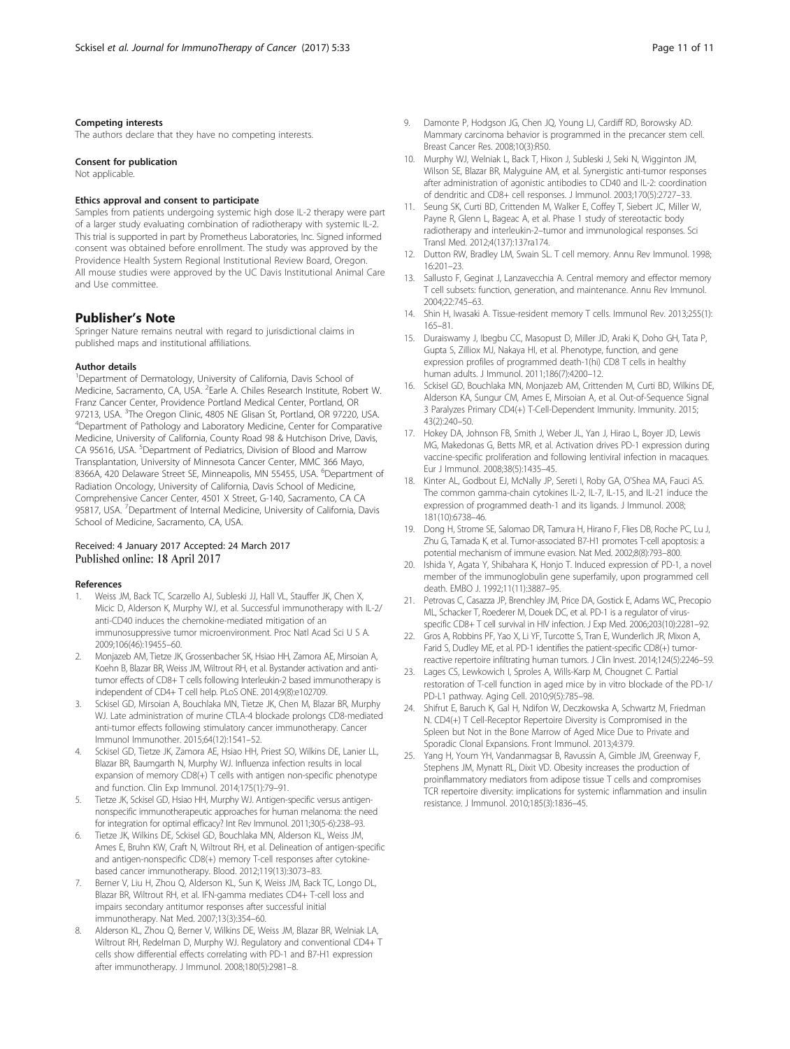#### Competing interests

The authors declare that they have no competing interests.

#### Consent for publication

Not applicable.

#### Ethics approval and consent to participate

Samples from patients undergoing systemic high dose IL-2 therapy were part of a larger study evaluating combination of radiotherapy with systemic IL-2. This trial is supported in part by Prometheus Laboratories, Inc. Signed informed consent was obtained before enrollment. The study was approved by the Providence Health System Regional Institutional Review Board, Oregon. All mouse studies were approved by the UC Davis Institutional Animal Care and Use committee.

## Publisher's Note

Springer Nature remains neutral with regard to jurisdictional claims in published maps and institutional affiliations.

#### Author details

[1]Department of Dermatology, University of California, Davis School of Medicine, Sacramento, CA, USA. [2]Earle A. Chiles Research Institute, Robert W. Franz Cancer Center, Providence Portland Medical Center, Portland, OR 97213, USA. [3]The Oregon Clinic, 4805 NE Glisan St, Portland, OR 97220, USA. [4]Department of Pathology and Laboratory Medicine, Center for Comparative Medicine, University of California, County Road 98 & Hutchison Drive, Davis, CA 95616, USA. [5]Department of Pediatrics, Division of Blood and Marrow Transplantation, University of Minnesota Cancer Center, MMC 366 Mayo, 8366A, 420 Delaware Street SE, Minneapolis, MN 55455, USA. [6]Department of Radiation Oncology, University of California, Davis School of Medicine, Comprehensive Cancer Center, 4501 X Street, G-140, Sacramento, CA CA 95817, USA. [7]Department of Internal Medicine, University of California, Davis School of Medicine, Sacramento, CA, USA.

Received: 4 January 2017 Accepted: 24 March 2017
Published online: 18 April 2017

#### References

1. Weiss JM, Back TC, Scarzello AJ, Subleski JJ, Hall VL, Stauffer JK, Chen X, Micic D, Alderson K, Murphy WJ, et al. Successful immunotherapy with IL-2/anti-CD40 induces the chemokine-mediated mitigation of an immunosuppressive tumor microenvironment. Proc Natl Acad Sci U S A. 2009;106(46):19455–60.
2. Monjazeb AM, Tietze JK, Grossenbacher SK, Hsiao HH, Zamora AE, Mirsoian A, Koehn B, Blazar BR, Weiss JM, Wiltrout RH, et al. Bystander activation and anti-tumor effects of CD8+ T cells following Interleukin-2 based immunotherapy is independent of CD4+ T cell help. PLoS ONE. 2014;9(8):e102709.
3. Sckisel GD, Mirsoian A, Bouchlaka MN, Tietze JK, Chen M, Blazar BR, Murphy WJ. Late administration of murine CTLA-4 blockade prolongs CD8-mediated anti-tumor effects following stimulatory cancer immunotherapy. Cancer Immunol Immunother. 2015;64(12):1541–52.
4. Sckisel GD, Tietze JK, Zamora AE, Hsiao HH, Priest SO, Wilkins DE, Lanier LL, Blazar BR, Baumgarth N, Murphy WJ. Influenza infection results in local expansion of memory CD8(+) T cells with antigen non-specific phenotype and function. Clin Exp Immunol. 2014;175(1):79–91.
5. Tietze JK, Sckisel GD, Hsiao HH, Murphy WJ. Antigen-specific versus antigen-nonspecific immunotherapeutic approaches for human melanoma: the need for integration for optimal efficacy? Int Rev Immunol. 2011;30(5-6):238–93.
6. Tietze JK, Wilkins DE, Sckisel GD, Bouchlaka MN, Alderson KL, Weiss JM, Ames E, Bruhn KW, Craft N, Wiltrout RH, et al. Delineation of antigen-specific and antigen-nonspecific CD8(+) memory T-cell responses after cytokine-based cancer immunotherapy. Blood. 2012;119(13):3073–83.
7. Berner V, Liu H, Zhou Q, Alderson KL, Sun K, Weiss JM, Back TC, Longo DL, Blazar BR, Wiltrout RH, et al. IFN-gamma mediates CD4+ T-cell loss and impairs secondary antitumor responses after successful initial immunotherapy. Nat Med. 2007;13(3):354–60.
8. Alderson KL, Zhou Q, Berner V, Wilkins DE, Weiss JM, Blazar BR, Welniak LA, Wiltrout RH, Redelman D, Murphy WJ. Regulatory and conventional CD4+ T cells show differential effects correlating with PD-1 and B7-H1 expression after immunotherapy. J Immunol. 2008;180(5):2981–8.
9. Damonte P, Hodgson JG, Chen JQ, Young LJ, Cardiff RD, Borowsky AD. Mammary carcinoma behavior is programmed in the precancer stem cell. Breast Cancer Res. 2008;10(3):R50.
10. Murphy WJ, Welniak L, Back T, Hixon J, Subleski J, Seki N, Wigginton JM, Wilson SE, Blazar BR, Malyguine AM, et al. Synergistic anti-tumor responses after administration of agonistic antibodies to CD40 and IL-2: coordination of dendritic and CD8+ cell responses. J Immunol. 2003;170(5):2727–33.
11. Seung SK, Curti BD, Crittenden M, Walker E, Coffey T, Siebert JC, Miller W, Payne R, Glenn L, Bageac A, et al. Phase 1 study of stereotactic body radiotherapy and interleukin-2–tumor and immunological responses. Sci Transl Med. 2012;4(137):137ra174.
12. Dutton RW, Bradley LM, Swain SL. T cell memory. Annu Rev Immunol. 1998; 16:201–23.
13. Sallusto F, Geginat J, Lanzavecchia A. Central memory and effector memory T cell subsets: function, generation, and maintenance. Annu Rev Immunol. 2004;22:745–63.
14. Shin H, Iwasaki A. Tissue-resident memory T cells. Immunol Rev. 2013;255(1): 165–81.
15. Duraiswamy J, Ibegbu CC, Masopust D, Miller JD, Araki K, Doho GH, Tata P, Gupta S, Zilliox MJ, Nakaya HI, et al. Phenotype, function, and gene expression profiles of programmed death-1(hi) CD8 T cells in healthy human adults. J Immunol. 2011;186(7):4200–12.
16. Sckisel GD, Bouchlaka MN, Monjazeb AM, Crittenden M, Curti BD, Wilkins DE, Alderson KA, Sungur CM, Ames E, Mirsoian A, et al. Out-of-Sequence Signal 3 Paralyzes Primary CD4(+) T-Cell-Dependent Immunity. Immunity. 2015; 43(2):240–50.
17. Hokey DA, Johnson FB, Smith J, Weber JL, Yan J, Hirao L, Boyer JD, Lewis MG, Makedonas G, Betts MR, et al. Activation drives PD-1 expression during vaccine-specific proliferation and following lentiviral infection in macaques. Eur J Immunol. 2008;38(5):1435–45.
18. Kinter AL, Godbout EJ, McNally JP, Sereti I, Roby GA, O'Shea MA, Fauci AS. The common gamma-chain cytokines IL-2, IL-7, IL-15, and IL-21 induce the expression of programmed death-1 and its ligands. J Immunol. 2008; 181(10):6738–46.
19. Dong H, Strome SE, Salomao DR, Tamura H, Hirano F, Flies DB, Roche PC, Lu J, Zhu G, Tamada K, et al. Tumor-associated B7-H1 promotes T-cell apoptosis: a potential mechanism of immune evasion. Nat Med. 2002;8(8):793–800.
20. Ishida Y, Agata Y, Shibahara K, Honjo T. Induced expression of PD-1, a novel member of the immunoglobulin gene superfamily, upon programmed cell death. EMBO J. 1992;11(11):3887–95.
21. Petrovas C, Casazza JP, Brenchley JM, Price DA, Gostick E, Adams WC, Precopio ML, Schacker T, Roederer M, Douek DC, et al. PD-1 is a regulator of virus-specific CD8+ T cell survival in HIV infection. J Exp Med. 2006;203(10):2281–92.
22. Gros A, Robbins PF, Yao X, Li YF, Turcotte S, Tran E, Wunderlich JR, Mixon A, Farid S, Dudley ME, et al. PD-1 identifies the patient-specific CD8(+) tumor-reactive repertoire infiltrating human tumors. J Clin Invest. 2014;124(5):2246–59.
23. Lages CS, Lewkowich I, Sproles A, Wills-Karp M, Chougnet C. Partial restoration of T-cell function in aged mice by in vitro blockade of the PD-1/ PD-L1 pathway. Aging Cell. 2010;9(5):785–98.
24. Shifrut E, Baruch K, Gal H, Ndifon W, Deczkowska A, Schwartz M, Friedman N. CD4(+) T Cell-Receptor Repertoire Diversity is Compromised in the Spleen but Not in the Bone Marrow of Aged Mice Due to Private and Sporadic Clonal Expansions. Front Immunol. 2013;4:379.
25. Yang H, Youm YH, Vandanmagsar B, Ravussin A, Gimble JM, Greenway F, Stephens JM, Mynatt RL, Dixit VD. Obesity increases the production of proinflammatory mediators from adipose tissue T cells and compromises TCR repertoire diversity: implications for systemic inflammation and insulin resistance. J Immunol. 2010;185(3):1836–45.